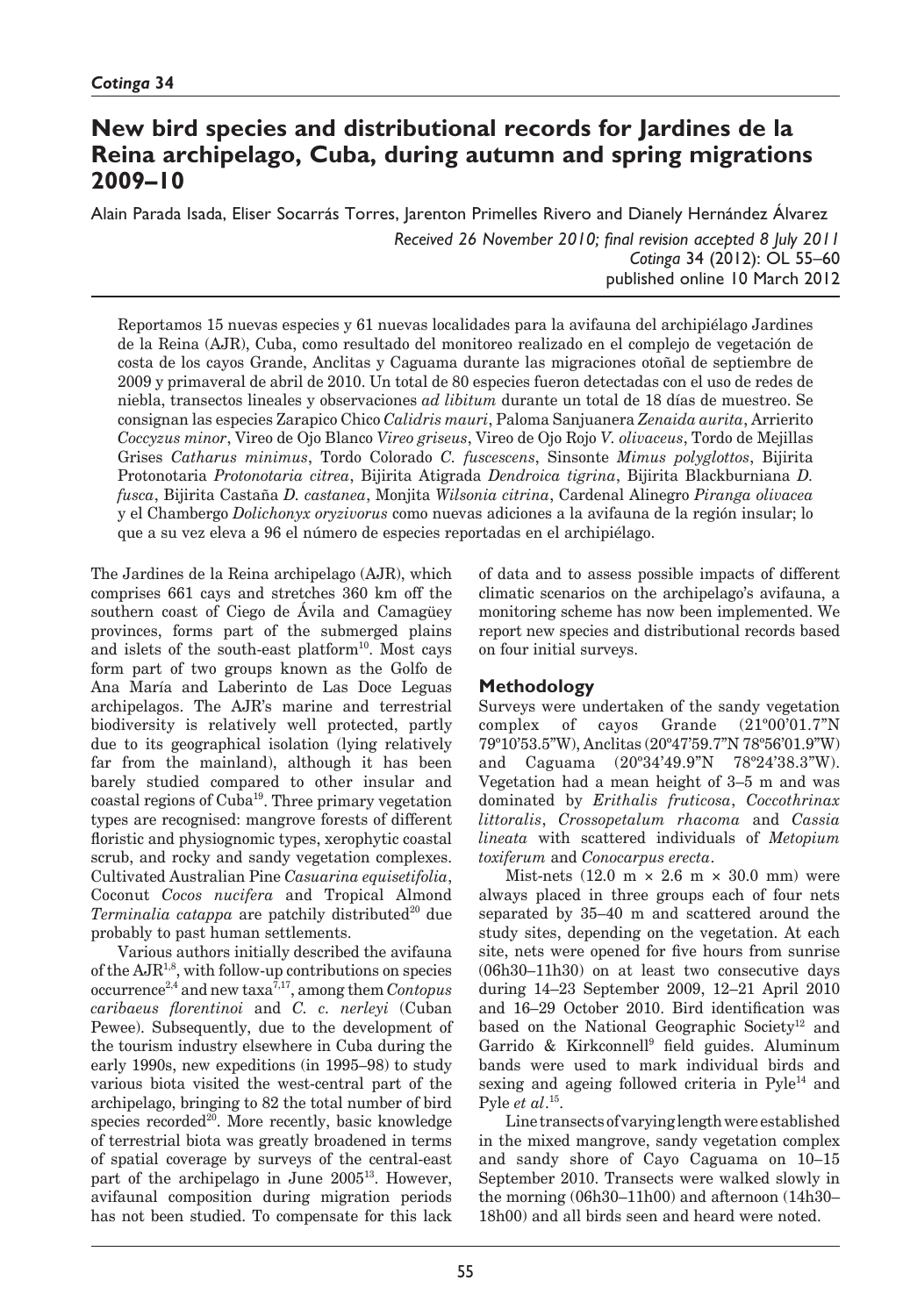# New bird species and distributional records for Jardines de la Reina archipelago, Cuba, during autumn and spring migrations 2009–10

Alain Parada Isada, Eliser Socarrás Torres, Jarenton Primelles Rivero and Dianely Hernández Álvarez

*Received 26 November 2010; final revision accepted 8 July 2011*
*Cotinga* 34 (2012): OL 55–60
published online 10 March 2012

Reportamos 15 nuevas especies y 61 nuevas localidades para la avifauna del archipiélago Jardines de la Reina (AJR), Cuba, como resultado del monitoreo realizado en el complejo de vegetación de costa de los cayos Grande, Anclitas y Caguama durante las migraciones otoñal de septiembre de 2009 y primaveral de abril de 2010. Un total de 80 especies fueron detectadas con el uso de redes de niebla, transectos lineales y observaciones *ad libitum* durante un total de 18 días de muestreo. Se consignan las especies Zarapico Chico *Calidris mauri*, Paloma Sanjuanera *Zenaida aurita*, Arrierito *Coccyzus minor*, Vireo de Ojo Blanco *Vireo griseus*, Vireo de Ojo Rojo *V. olivaceus*, Tordo de Mejillas Grises *Catharus minimus*, Tordo Colorado *C. fuscescens*, Sinsonte *Mimus polyglottos*, Bijirita Protonotaria *Protonotaria citrea*, Bijirita Atigrada *Dendroica tigrina*, Bijirita Blackburniana *D. fusca*, Bijirita Castaña *D. castanea*, Monjita *Wilsonia citrina*, Cardenal Alinegro *Piranga olivacea* y el Chambergo *Dolichonyx oryzivorus* como nuevas adiciones a la avifauna de la región insular; lo que a su vez eleva a 96 el número de especies reportadas en el archipiélago.

The Jardines de la Reina archipelago (AJR), which comprises 661 cays and stretches 360 km off the southern coast of Ciego de Ávila and Camagüey provinces, forms part of the submerged plains and islets of the south-east platform[10]. Most cays form part of two groups known as the Golfo de Ana María and Laberinto de Las Doce Leguas archipelagos. The AJR's marine and terrestrial biodiversity is relatively well protected, partly due to its geographical isolation (lying relatively far from the mainland), although it has been barely studied compared to other insular and coastal regions of Cuba[19]. Three primary vegetation types are recognised: mangrove forests of different floristic and physiognomic types, xerophytic coastal scrub, and rocky and sandy vegetation complexes. Cultivated Australian Pine *Casuarina equisetifolia*, Coconut *Cocos nucifera* and Tropical Almond *Terminalia catappa* are patchily distributed[20] due probably to past human settlements.

Various authors initially described the avifauna of the AJR[1,8], with follow-up contributions on species occurrence[2,4] and new taxa[7,17], among them *Contopus caribaeus florentinoi* and *C. c. nerleyi* (Cuban Pewee). Subsequently, due to the development of the tourism industry elsewhere in Cuba during the early 1990s, new expeditions (in 1995–98) to study various biota visited the west-central part of the archipelago, bringing to 82 the total number of bird species recorded[20]. More recently, basic knowledge of terrestrial biota was greatly broadened in terms of spatial coverage by surveys of the central-east part of the archipelago in June 2005[13]. However, avifaunal composition during migration periods has not been studied. To compensate for this lack of data and to assess possible impacts of different climatic scenarios on the archipelago's avifauna, a monitoring scheme has now been implemented. We report new species and distributional records based on four initial surveys.

## Methodology

Surveys were undertaken of the sandy vegetation complex of cayos Grande (21°00'01.7"N 79°10'53.5"W), Anclitas (20°47'59.7"N 78°56'01.9"W) and Caguama (20°34'49.9"N 78°24'38.3"W). Vegetation had a mean height of 3–5 m and was dominated by *Erithalis fruticosa*, *Coccothrinax littoralis*, *Crossopetalum rhacoma* and *Cassia lineata* with scattered individuals of *Metopium toxiferum* and *Conocarpus erecta*.

Mist-nets (12.0 m × 2.6 m × 30.0 mm) were always placed in three groups each of four nets separated by 35–40 m and scattered around the study sites, depending on the vegetation. At each site, nets were opened for five hours from sunrise (06h30–11h30) on at least two consecutive days during 14–23 September 2009, 12–21 April 2010 and 16–29 October 2010. Bird identification was based on the National Geographic Society[12] and Garrido & Kirkconnell[9] field guides. Aluminum bands were used to mark individual birds and sexing and ageing followed criteria in Pyle[14] and Pyle *et al*.[15].

Line transects of varying length were established in the mixed mangrove, sandy vegetation complex and sandy shore of Cayo Caguama on 10–15 September 2010. Transects were walked slowly in the morning (06h30–11h00) and afternoon (14h30–18h00) and all birds seen and heard were noted.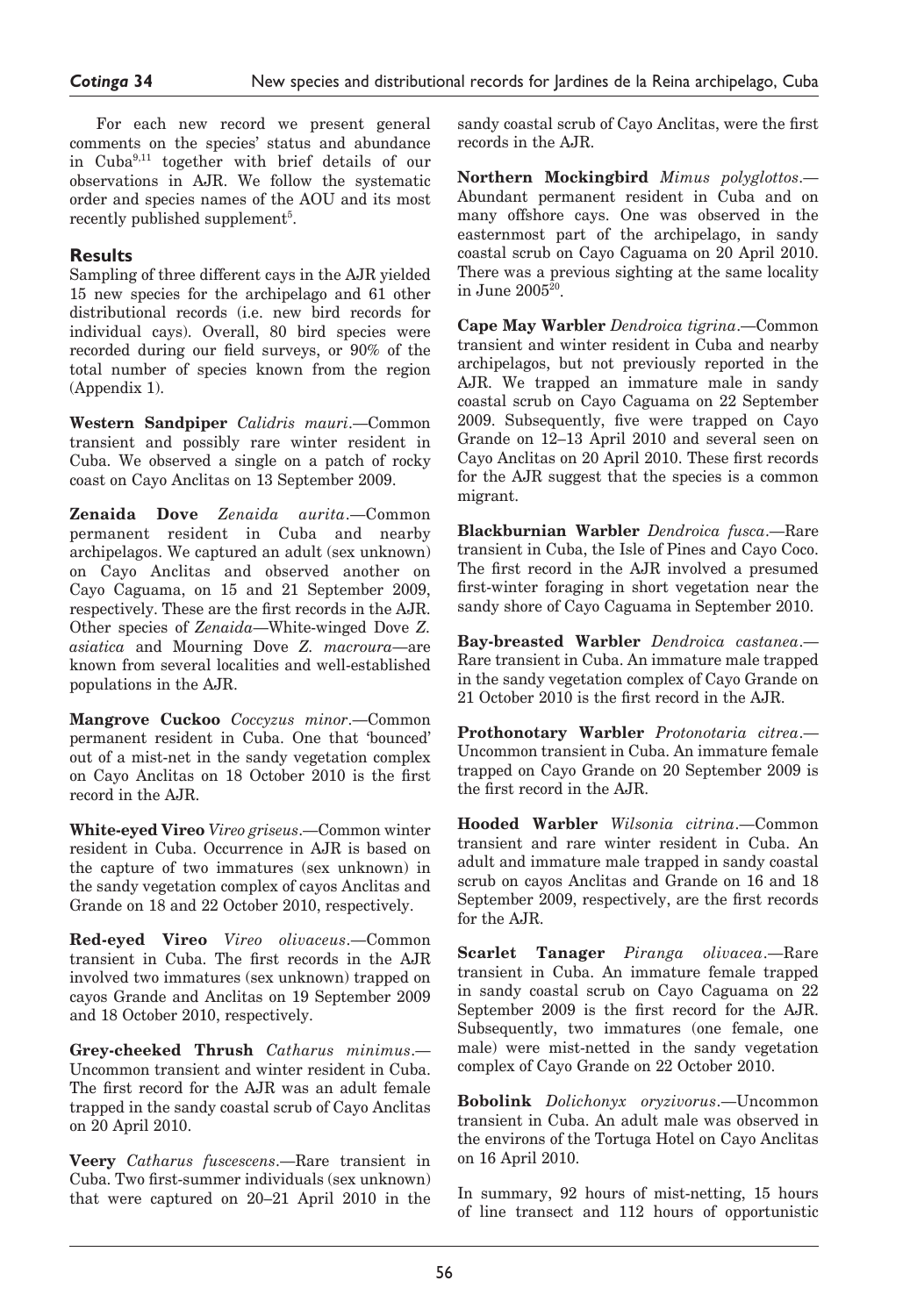For each new record we present general comments on the species' status and abundance in Cuba[9,11] together with brief details of our observations in AJR. We follow the systematic order and species names of the AOU and its most recently published supplement[5].

## Results

Sampling of three different cays in the AJR yielded 15 new species for the archipelago and 61 other distributional records (i.e. new bird records for individual cays). Overall, 80 bird species were recorded during our field surveys, or 90% of the total number of species known from the region (Appendix 1).

**Western Sandpiper** *Calidris mauri*.—Common transient and possibly rare winter resident in Cuba. We observed a single on a patch of rocky coast on Cayo Anclitas on 13 September 2009.

**Zenaida Dove** *Zenaida aurita*.—Common permanent resident in Cuba and nearby archipelagos. We captured an adult (sex unknown) on Cayo Anclitas and observed another on Cayo Caguama, on 15 and 21 September 2009, respectively. These are the first records in the AJR. Other species of *Zenaida*—White-winged Dove *Z. asiatica* and Mourning Dove *Z. macroura*—are known from several localities and well-established populations in the AJR.

**Mangrove Cuckoo** *Coccyzus minor*.—Common permanent resident in Cuba. One that 'bounced' out of a mist-net in the sandy vegetation complex on Cayo Anclitas on 18 October 2010 is the first record in the AJR.

**White-eyed Vireo** *Vireo griseus*.—Common winter resident in Cuba. Occurrence in AJR is based on the capture of two immatures (sex unknown) in the sandy vegetation complex of cayos Anclitas and Grande on 18 and 22 October 2010, respectively.

**Red-eyed Vireo** *Vireo olivaceus*.—Common transient in Cuba. The first records in the AJR involved two immatures (sex unknown) trapped on cayos Grande and Anclitas on 19 September 2009 and 18 October 2010, respectively.

**Grey-cheeked Thrush** *Catharus minimus*.—Uncommon transient and winter resident in Cuba. The first record for the AJR was an adult female trapped in the sandy coastal scrub of Cayo Anclitas on 20 April 2010.

**Veery** *Catharus fuscescens*.—Rare transient in Cuba. Two first-summer individuals (sex unknown) that were captured on 20–21 April 2010 in the sandy coastal scrub of Cayo Anclitas, were the first records in the AJR.

**Northern Mockingbird** *Mimus polyglottos*.—Abundant permanent resident in Cuba and on many offshore cays. One was observed in the easternmost part of the archipelago, in sandy coastal scrub on Cayo Caguama on 20 April 2010. There was a previous sighting at the same locality in June 2005[20].

**Cape May Warbler** *Dendroica tigrina*.—Common transient and winter resident in Cuba and nearby archipelagos, but not previously reported in the AJR. We trapped an immature male in sandy coastal scrub on Cayo Caguama on 22 September 2009. Subsequently, five were trapped on Cayo Grande on 12–13 April 2010 and several seen on Cayo Anclitas on 20 April 2010. These first records for the AJR suggest that the species is a common migrant.

**Blackburnian Warbler** *Dendroica fusca*.—Rare transient in Cuba, the Isle of Pines and Cayo Coco. The first record in the AJR involved a presumed first-winter foraging in short vegetation near the sandy shore of Cayo Caguama in September 2010.

**Bay-breasted Warbler** *Dendroica castanea*.—Rare transient in Cuba. An immature male trapped in the sandy vegetation complex of Cayo Grande on 21 October 2010 is the first record in the AJR.

**Prothonotary Warbler** *Protonotaria citrea*.—Uncommon transient in Cuba. An immature female trapped on Cayo Grande on 20 September 2009 is the first record in the AJR.

**Hooded Warbler** *Wilsonia citrina*.—Common transient and rare winter resident in Cuba. An adult and immature male trapped in sandy coastal scrub on cayos Anclitas and Grande on 16 and 18 September 2009, respectively, are the first records for the AJR.

**Scarlet Tanager** *Piranga olivacea*.—Rare transient in Cuba. An immature female trapped in sandy coastal scrub on Cayo Caguama on 22 September 2009 is the first record for the AJR. Subsequently, two immatures (one female, one male) were mist-netted in the sandy vegetation complex of Cayo Grande on 22 October 2010.

**Bobolink** *Dolichonyx oryzivorus*.—Uncommon transient in Cuba. An adult male was observed in the environs of the Tortuga Hotel on Cayo Anclitas on 16 April 2010.

In summary, 92 hours of mist-netting, 15 hours of line transect and 112 hours of opportunistic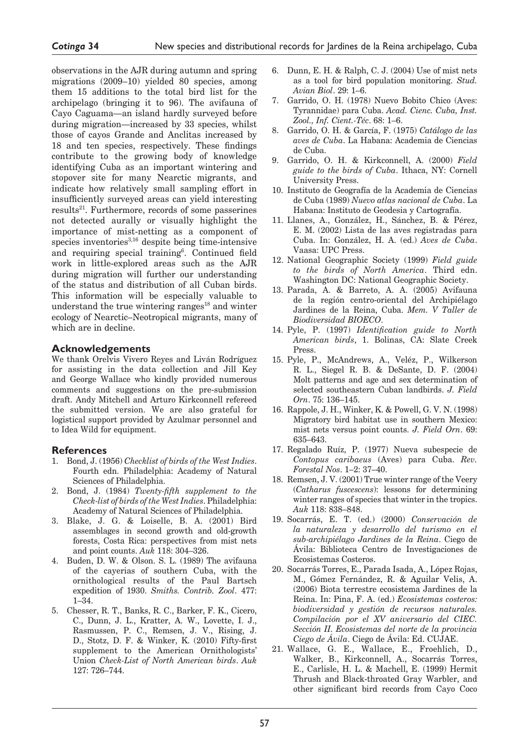observations in the AJR during autumn and spring migrations (2009–10) yielded 80 species, among them 15 additions to the total bird list for the archipelago (bringing it to 96). The avifauna of Cayo Caguama—an island hardly surveyed before during migration—increased by 33 species, whilst those of cayos Grande and Anclitas increased by 18 and ten species, respectively. These findings contribute to the growing body of knowledge identifying Cuba as an important wintering and stopover site for many Nearctic migrants, and indicate how relatively small sampling effort in insufficiently surveyed areas can yield interesting results[21]. Furthermore, records of some passerines not detected aurally or visually highlight the importance of mist-netting as a component of species inventories[3,16] despite being time-intensive and requiring special training[6]. Continued field work in little-explored areas such as the AJR during migration will further our understanding of the status and distribution of all Cuban birds. This information will be especially valuable to understand the true wintering ranges[18] and winter ecology of Nearctic–Neotropical migrants, many of which are in decline.

## Acknowledgements

We thank Orelvis Vivero Reyes and Liván Rodríguez for assisting in the data collection and Jill Key and George Wallace who kindly provided numerous comments and suggestions on the pre-submission draft. Andy Mitchell and Arturo Kirkconnell refereed the submitted version. We are also grateful for logistical support provided by Azulmar personnel and to Idea Wild for equipment.

## References

1. Bond, J. (1956) *Checklist of birds of the West Indies*. Fourth edn. Philadelphia: Academy of Natural Sciences of Philadelphia.
2. Bond, J. (1984) *Twenty-fifth supplement to the Check-list of birds of the West Indies*. Philadelphia: Academy of Natural Sciences of Philadelphia.
3. Blake, J. G. & Loiselle, B. A. (2001) Bird assemblages in second growth and old-growth forests, Costa Rica: perspectives from mist nets and point counts. *Auk* 118: 304–326.
4. Buden, D. W. & Olson. S. L. (1989) The avifauna of the cayerias of southern Cuba, with the ornithological results of the Paul Bartsch expedition of 1930. *Smiths. Contrib. Zool*. 477: 1–34.
5. Chesser, R. T., Banks, R. C., Barker, F. K., Cicero, C., Dunn, J. L., Kratter, A. W., Lovette, I. J., Rasmussen, P. C., Remsen, J. V., Rising, J. D., Stotz, D. F. & Winker, K. (2010) Fifty-first supplement to the American Ornithologists' Union *Check-List of North American birds*. *Auk* 127: 726–744.
6. Dunn, E. H. & Ralph, C. J. (2004) Use of mist nets as a tool for bird population monitoring. *Stud. Avian Biol*. 29: 1–6.
7. Garrido, O. H. (1978) Nuevo Bobito Chico (Aves: Tyrannidae) para Cuba. *Acad. Cienc. Cuba, Inst. Zool., Inf. Cient.-Téc*. 68: 1–6.
8. Garrido, O. H. & García, F. (1975) *Catálogo de las aves de Cuba*. La Habana: Academia de Ciencias de Cuba.
9. Garrido, O. H. & Kirkconnell, A. (2000) *Field guide to the birds of Cuba*. Ithaca, NY: Cornell University Press.
10. Instituto de Geografía de la Academia de Ciencias de Cuba (1989) *Nuevo atlas nacional de Cuba*. La Habana: Instituto de Geodesia y Cartografía.
11. Llanes, A., González, H., Sánchez, B. & Pérez, E. M. (2002) Lista de las aves registradas para Cuba. In: González, H. A. (ed.) *Aves de Cuba*. Vaasa: UPC Press.
12. National Geographic Society (1999) *Field guide to the birds of North America*. Third edn. Washington DC: National Geographic Society.
13. Parada, A. & Barreto, A. A. (2005) Avifauna de la región centro-oriental del Archipiélago Jardines de la Reina, Cuba. *Mem. V Taller de Biodiversidad BIOECO*.
14. Pyle, P. (1997) *Identification guide to North American birds*, 1. Bolinas, CA: Slate Creek Press.
15. Pyle, P., McAndrews, A., Veléz, P., Wilkerson R. L., Siegel R. B. & DeSante, D. F. (2004) Molt patterns and age and sex determination of selected southeastern Cuban landbirds. *J. Field Orn*. 75: 136–145.
16. Rappole, J. H., Winker, K. & Powell, G. V. N. (1998) Migratory bird habitat use in southern Mexico: mist nets versus point counts. *J. Field Orn*. 69: 635–643.
17. Regalado Ruíz, P. (1977) Nueva subespecie de *Contopus caribaeus* (Aves) para Cuba. *Rev. Forestal Nos*. 1–2: 37–40.
18. Remsen, J. V. (2001) True winter range of the Veery (*Catharus fuscescens*): lessons for determining winter ranges of species that winter in the tropics. *Auk* 118: 838–848.
19. Socarrás, E. T. (ed.) (2000) *Conservación de la naturaleza y desarrollo del turismo en el sub-archipiélago Jardines de la Reina*. Ciego de Ávila: Biblioteca Centro de Investigaciones de Ecosistemas Costeros.
20. Socarrás Torres, E., Parada Isada, A., López Rojas, M., Gómez Fernández, R. & Aguilar Velis, A. (2006) Biota terrestre ecosistema Jardines de la Reina. In: Pina, F. A. (ed.) *Ecosistemas costeros: biodiversidad y gestión de recursos naturales. Compilación por el XV aniversario del CIEC. Sección II. Ecosistemas del norte de la provincia Ciego de Ávila*. Ciego de Ávila: Ed. CUJAE.
21. Wallace, G. E., Wallace, E., Froehlich, D., Walker, B., Kirkconnell, A., Socarrás Torres, E., Carlisle, H. L. & Machell, E. (1999) Hermit Thrush and Black-throated Gray Warbler, and other significant bird records from Cayo Coco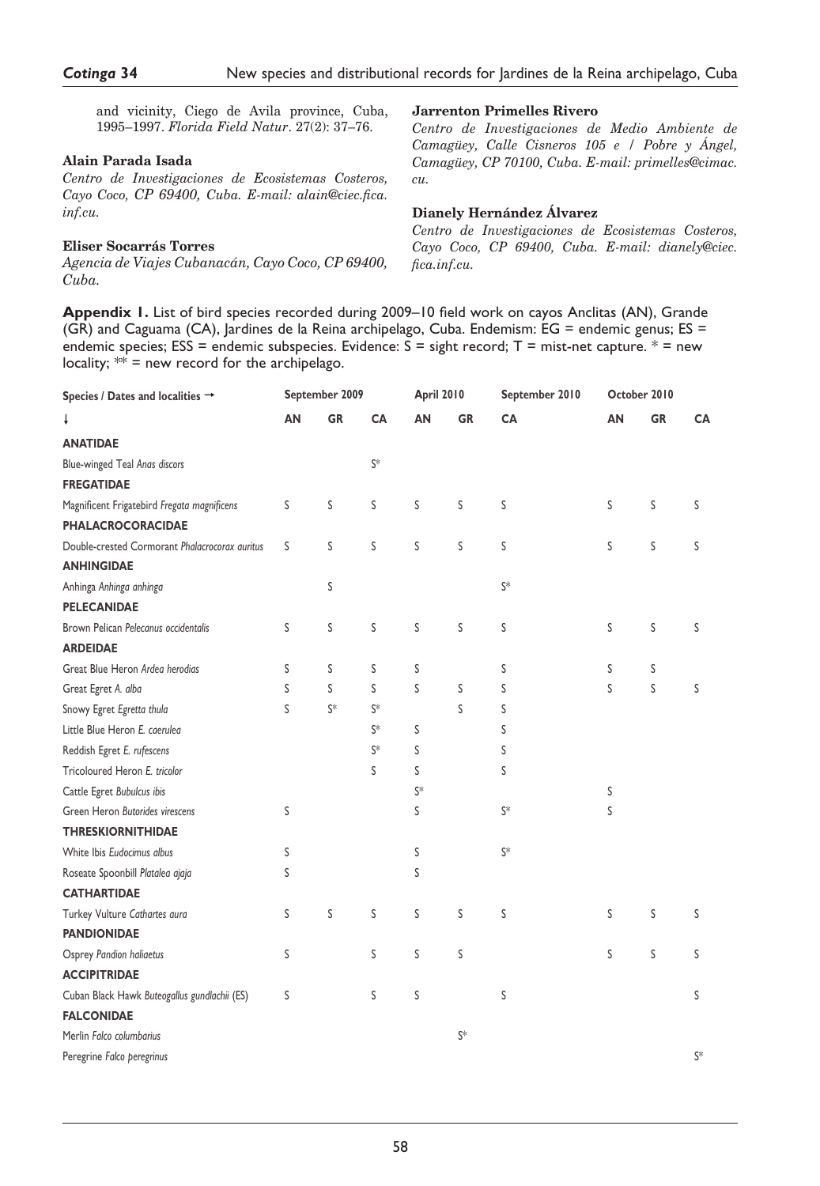and vicinity, Ciego de Avila province, Cuba, 1995–1997. *Florida Field Natur*. 27(2): 37–76.

**Alain Parada Isada**

*Centro de Investigaciones de Ecosistemas Costeros, Cayo Coco, CP 69400, Cuba. E-mail: alain@ciec.fica.inf.cu.*

**Eliser Socarrás Torres**

*Agencia de Viajes Cubanacán, Cayo Coco, CP 69400, Cuba.*

**Jarrenton Primelles Rivero**

*Centro de Investigaciones de Medio Ambiente de Camagüey, Calle Cisneros 105 e / Pobre y Ángel, Camagüey, CP 70100, Cuba. E-mail: primelles@cimac.cu.*

**Dianely Hernández Álvarez**

*Centro de Investigaciones de Ecosistemas Costeros, Cayo Coco, CP 69400, Cuba. E-mail: dianely@ciec.fica.inf.cu.*

**Appendix 1.** List of bird species recorded during 2009–10 field work on cayos Anclitas (AN), Grande (GR) and Caguama (CA), Jardines de la Reina archipelago, Cuba. Endemism: EG = endemic genus; ES = endemic species; ESS = endemic subspecies. Evidence: S = sight record; T = mist-net capture. * = new locality; ** = new record for the archipelago.

| Species / Dates and localities → | September 2009 | | | April 2010 | | September 2010 | October 2010 | | |
|---|---|---|---|---|---|---|---|---|---|
| ↓ | AN | GR | CA | AN | GR | CA | AN | GR | CA |
| **ANATIDAE** | | | | | | | | | |
| Blue-winged Teal *Anas discors* | | | S* | | | | | | |
| **FREGATIDAE** | | | | | | | | | |
| Magnificent Frigatebird *Fregata magnificens* | S | S | S | S | S | S | S | S | S |
| **PHALACROCORACIDAE** | | | | | | | | | |
| Double-crested Cormorant *Phalacrocorax auritus* | S | S | S | S | S | S | S | S | S |
| **ANHINGIDAE** | | | | | | | | | |
| Anhinga *Anhinga anhinga* | | S | | | | S* | | | |
| **PELECANIDAE** | | | | | | | | | |
| Brown Pelican *Pelecanus occidentalis* | S | S | S | S | S | S | S | S | S |
| **ARDEIDAE** | | | | | | | | | |
| Great Blue Heron *Ardea herodias* | S | S | S | S | | S | S | S | |
| Great Egret *A. alba* | S | S | S | S | S | S | S | S | S |
| Snowy Egret *Egretta thula* | S | S* | S* | | S | S | | | |
| Little Blue Heron *E. caerulea* | | | S* | S | | S | | | |
| Reddish Egret *E. rufescens* | | | S* | S | | S | | | |
| Tricoloured Heron *E. tricolor* | | | S | S | | S | | | |
| Cattle Egret *Bubulcus ibis* | | | | S* | | | S | | |
| Green Heron *Butorides virescens* | S | | | S | | S* | S | | |
| **THRESKIORNITHIDAE** | | | | | | | | | |
| White Ibis *Eudocimus albus* | S | | | S | | S* | | | |
| Roseate Spoonbill *Platalea ajaja* | S | | | S | | | | | |
| **CATHARTIDAE** | | | | | | | | | |
| Turkey Vulture *Cathartes aura* | S | S | S | S | S | S | S | S | S |
| **PANDIONIDAE** | | | | | | | | | |
| Osprey *Pandion haliaetus* | S | | S | S | S | | S | S | S |
| **ACCIPITRIDAE** | | | | | | | | | |
| Cuban Black Hawk *Buteogallus gundlachii* (ES) | S | | S | S | | S | | | S |
| **FALCONIDAE** | | | | | | | | | |
| Merlin *Falco columbarius* | | | | | S* | | | | |
| Peregrine *Falco peregrinus* | | | | | | | | | S* |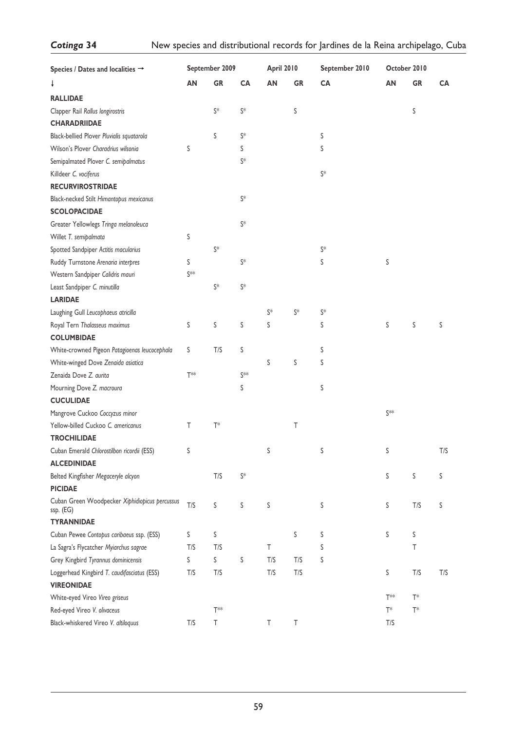| Species / Dates and localities → | September 2009 | | | April 2010 | | September 2010 | October 2010 | | |
|---|---|---|---|---|---|---|---|---|---|
| ↓ | AN | GR | CA | AN | GR | CA | AN | GR | CA |
| **RALLIDAE** | | | | | | | | | |
| Clapper Rail *Rallus longirostris* | | S* | S* | | S | | | S | |
| **CHARADRIIDAE** | | | | | | | | | |
| Black-bellied Plover *Pluvialis squatarola* | | S | S* | | | S | | | |
| Wilson's Plover *Charadrius wilsonia* | S | | S | | | S | | | |
| Semipalmated Plover *C. semipalmatus* | | | S* | | | | | | |
| Killdeer *C. vociferus* | | | | | | S* | | | |
| **RECURVIROSTRIDAE** | | | | | | | | | |
| Black-necked Stilt *Himantopus mexicanus* | | | S* | | | | | | |
| **SCOLOPACIDAE** | | | | | | | | | |
| Greater Yellowlegs *Tringa melanoleuca* | | | S* | | | | | | |
| Willet *T. semipalmata* | S | | | | | | | | |
| Spotted Sandpiper *Actitis macularius* | | S* | | | | S* | | | |
| Ruddy Turnstone *Arenaria interpres* | S | | S* | | | S | S | | |
| Western Sandpiper *Calidris mauri* | S** | | | | | | | | |
| Least Sandpiper *C. minutilla* | | S* | S* | | | | | | |
| **LARIDAE** | | | | | | | | | |
| Laughing Gull *Leucophaeus atricilla* | | | | S* | S* | S* | | | |
| Royal Tern *Thalasseus maximus* | S | S | S | S | | S | S | S | S |
| **COLUMBIDAE** | | | | | | | | | |
| White-crowned Pigeon *Patagioenas leucocephala* | S | T/S | S | | | S | | | |
| White-winged Dove *Zenaida asiatica* | | | | S | S | S | | | |
| Zenaida Dove *Z. aurita* | T** | | S** | | | | | | |
| Mourning Dove *Z. macroura* | | | S | | | S | | | |
| **CUCULIDAE** | | | | | | | | | |
| Mangrove Cuckoo *Coccyzus minor* | | | | | | | S** | | |
| Yellow-billed Cuckoo *C. americanus* | T | T* | | | T | | | | |
| **TROCHILIDAE** | | | | | | | | | |
| Cuban Emerald *Chlorostilbon ricordii* (ESS) | S | | | S | | S | S | | T/S |
| **ALCEDINIDAE** | | | | | | | | | |
| Belted Kingfisher *Megaceryle alcyon* | | T/S | S* | | | | S | S | S |
| **PICIDAE** | | | | | | | | | |
| Cuban Green Woodpecker *Xiphidiopicus percussus* ssp. (EG) | T/S | S | S | S | | S | S | T/S | S |
| **TYRANNIDAE** | | | | | | | | | |
| Cuban Pewee *Contopus caribaeus* ssp. (ESS) | S | S | | | S | S | S | S | |
| La Sagra's Flycatcher *Myiarchus sagrae* | T/S | T/S | | T | | S | | T | |
| Grey Kingbird *Tyrannus dominicensis* | S | S | S | T/S | T/S | S | | | |
| Loggerhead Kingbird *T. caudifasciatus* (ESS) | T/S | T/S | | T/S | T/S | | S | T/S | T/S |
| **VIREONIDAE** | | | | | | | | | |
| White-eyed Vireo *Vireo griseus* | | | | | | | T** | T* | |
| Red-eyed Vireo *V. olivaceus* | | T** | | | | | T* | T* | |
| Black-whiskered Vireo *V. altiloquus* | T/S | T | | T | T | | T/S | | |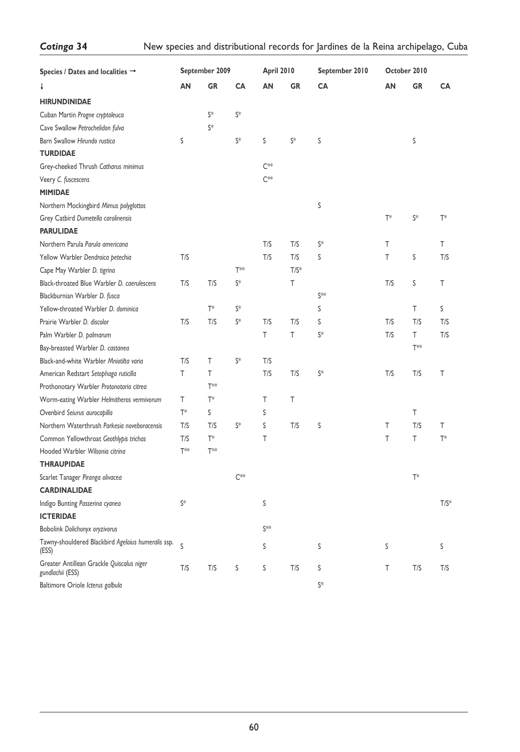| Species / Dates and localities → | September 2009 | | | April 2010 | | September 2010 | October 2010 | | |
|---|---|---|---|---|---|---|---|---|---|
| ↓ | **AN** | **GR** | **CA** | **AN** | **GR** | **CA** | **AN** | **GR** | **CA** |
| **HIRUNDINIDAE** | | | | | | | | | |
| Cuban Martin *Progne cryptoleuca* | | S* | S* | | | | | | |
| Cave Swallow *Petrochelidon fulva* | | S* | | | | | | | |
| Barn Swallow *Hirundo rustica* | S | | S* | S | S* | S | | S | |
| **TURDIDAE** | | | | | | | | | |
| Grey-cheeked Thrush *Catharus minimus* | | | | C** | | | | | |
| Veery *C. fuscescens* | | | | C** | | | | | |
| **MIMIDAE** | | | | | | | | | |
| Northern Mockingbird *Mimus polyglottos* | | | | | | S | | | |
| Grey Catbird *Dumetella carolinensis* | | | | | | | T* | S* | T* |
| **PARULIDAE** | | | | | | | | | |
| Northern Parula *Parula americana* | | | | T/S | T/S | S* | T | | T |
| Yellow Warbler *Dendroica petechia* | T/S | | | T/S | T/S | S | T | S | T/S |
| Cape May Warbler *D. tigrina* | | | T** | | T/S* | | | | |
| Black-throated Blue Warbler *D. caerulescens* | T/S | T/S | S* | | T | | T/S | S | T |
| Blackburnian Warbler *D. fusca* | | | | | | S** | | | |
| Yellow-throated Warbler *D. dominica* | | T* | S* | | | S | | T | S |
| Prairie Warbler *D. discolor* | T/S | T/S | S* | T/S | T/S | S | T/S | T/S | T/S |
| Palm Warbler *D. palmarum* | | | | T | T | S* | T/S | T | T/S |
| Bay-breasted Warbler *D. castanea* | | | | | | | | T** | |
| Black-and-white Warbler *Mniotilta varia* | T/S | T | S* | T/S | | | | | |
| American Redstart *Setophaga ruticilla* | T | T | | T/S | T/S | S* | T/S | T/S | T |
| Prothonotary Warbler *Protonotaria citrea* | | T** | | | | | | | |
| Worm-eating Warbler *Helmitheros vermivorum* | T | T* | | T | T | | | | |
| Ovenbird *Seiurus aurocapilla* | T* | S | | S | | | | T | |
| Northern Waterthrush *Parkesia noveboracensis* | T/S | T/S | S* | S | T/S | S | T | T/S | T |
| Common Yellowthroat *Geothlypis trichas* | T/S | T* | | T | | | T | T | T* |
| Hooded Warbler *Wilsonia citrina* | T** | T** | | | | | | | |
| **THRAUPIDAE** | | | | | | | | | |
| Scarlet Tanager *Piranga olivacea* | | | C** | | | | | T* | |
| **CARDINALIDAE** | | | | | | | | | |
| Indigo Bunting *Passerina cyanea* | S* | | | S | | | | | T/S* |
| **ICTERIDAE** | | | | | | | | | |
| Bobolink *Dolichonyx oryzivorus* | | | | S** | | | | | |
| Tawny-shouldered Blackbird *Agelaius humeralis* ssp. (ESS) | S | | | S | | S | S | | S |
| Greater Antillean Grackle *Quiscalus niger gundlachii* (ESS) | T/S | T/S | S | S | T/S | S | T | T/S | T/S |
| Baltimore Oriole *Icterus galbula* | | | | | | S* | | | |